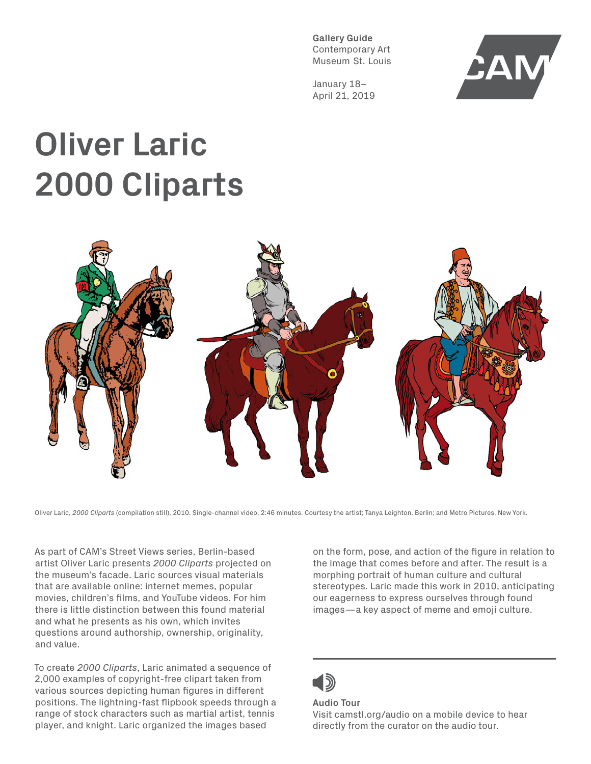Gallery Guide
Contemporary Art
Museum St. Louis

January 18–
April 21, 2019

# Oliver Laric 2000 Cliparts

Oliver Laric, *2000 Cliparts* (compilation still), 2010. Single-channel video, 2:46 minutes. Courtesy the artist; Tanya Leighton, Berlin; and Metro Pictures, New York.

As part of CAM's Street Views series, Berlin-based artist Oliver Laric presents *2000 Cliparts* projected on the museum's facade. Laric sources visual materials that are available online: internet memes, popular movies, children's films, and YouTube videos. For him there is little distinction between this found material and what he presents as his own, which invites questions around authorship, ownership, originality, and value.

To create *2000 Cliparts*, Laric animated a sequence of 2,000 examples of copyright-free clipart taken from various sources depicting human figures in different positions. The lightning-fast flipbook speeds through a range of stock characters such as martial artist, tennis player, and knight. Laric organized the images based on the form, pose, and action of the figure in relation to the image that comes before and after. The result is a morphing portrait of human culture and cultural stereotypes. Laric made this work in 2010, anticipating our eagerness to express ourselves through found images—a key aspect of meme and emoji culture.

**Audio Tour**
Visit camstl.org/audio on a mobile device to hear directly from the curator on the audio tour.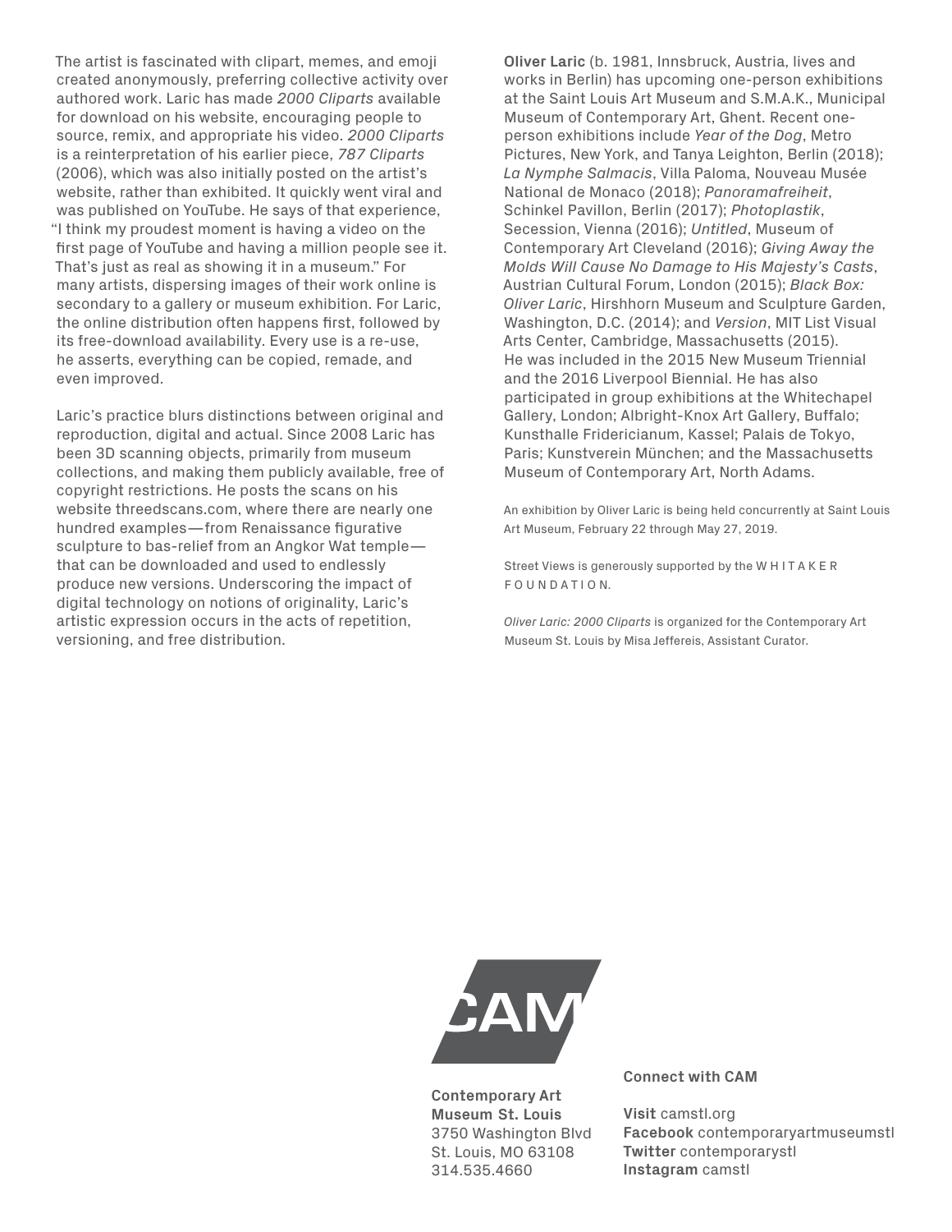The artist is fascinated with clipart, memes, and emoji created anonymously, preferring collective activity over authored work. Laric has made *2000 Cliparts* available for download on his website, encouraging people to source, remix, and appropriate his video. *2000 Cliparts* is a reinterpretation of his earlier piece, *787 Cliparts* (2006), which was also initially posted on the artist's website, rather than exhibited. It quickly went viral and was published on YouTube. He says of that experience, "I think my proudest moment is having a video on the first page of YouTube and having a million people see it. That's just as real as showing it in a museum." For many artists, dispersing images of their work online is secondary to a gallery or museum exhibition. For Laric, the online distribution often happens first, followed by its free-download availability. Every use is a re-use, he asserts, everything can be copied, remade, and even improved.

Laric's practice blurs distinctions between original and reproduction, digital and actual. Since 2008 Laric has been 3D scanning objects, primarily from museum collections, and making them publicly available, free of copyright restrictions. He posts the scans on his website threedscans.com, where there are nearly one hundred examples—from Renaissance figurative sculpture to bas-relief from an Angkor Wat temple—that can be downloaded and used to endlessly produce new versions. Underscoring the impact of digital technology on notions of originality, Laric's artistic expression occurs in the acts of repetition, versioning, and free distribution.

**Oliver Laric** (b. 1981, Innsbruck, Austria, lives and works in Berlin) has upcoming one-person exhibitions at the Saint Louis Art Museum and S.M.A.K., Municipal Museum of Contemporary Art, Ghent. Recent one-person exhibitions include *Year of the Dog*, Metro Pictures, New York, and Tanya Leighton, Berlin (2018); *La Nymphe Salmacis*, Villa Paloma, Nouveau Musée National de Monaco (2018); *Panoramafreiheit*, Schinkel Pavillon, Berlin (2017); *Photoplastik*, Secession, Vienna (2016); *Untitled*, Museum of Contemporary Art Cleveland (2016); *Giving Away the Molds Will Cause No Damage to His Majesty's Casts*, Austrian Cultural Forum, London (2015); *Black Box: Oliver Laric*, Hirshhorn Museum and Sculpture Garden, Washington, D.C. (2014); and *Version*, MIT List Visual Arts Center, Cambridge, Massachusetts (2015). He was included in the 2015 New Museum Triennial and the 2016 Liverpool Biennial. He has also participated in group exhibitions at the Whitechapel Gallery, London; Albright-Knox Art Gallery, Buffalo; Kunsthalle Fridericianum, Kassel; Palais de Tokyo, Paris; Kunstverein München; and the Massachusetts Museum of Contemporary Art, North Adams.

An exhibition by Oliver Laric is being held concurrently at Saint Louis Art Museum, February 22 through May 27, 2019.

Street Views is generously supported by the WHITAKER FOUNDATION.

*Oliver Laric: 2000 Cliparts* is organized for the Contemporary Art Museum St. Louis by Misa Jeffereis, Assistant Curator.

CAM

**Contemporary Art Museum St. Louis**
3750 Washington Blvd
St. Louis, MO 63108
314.535.4660

**Connect with CAM**

**Visit** camstl.org
**Facebook** contemporaryartmuseumstl
**Twitter** contemporarystl
**Instagram** camstl